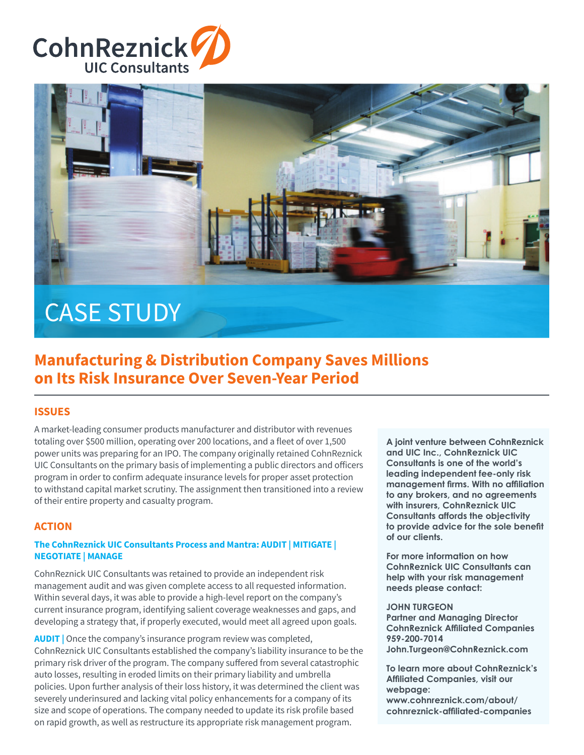CohnReznick
UIC Consultants

# CASE STUDY

## Manufacturing & Distribution Company Saves Millions on Its Risk Insurance Over Seven-Year Period

### ISSUES

A market-leading consumer products manufacturer and distributor with revenues totaling over $500 million, operating over 200 locations, and a fleet of over 1,500 power units was preparing for an IPO. The company originally retained CohnReznick UIC Consultants on the primary basis of implementing a public directors and officers program in order to confirm adequate insurance levels for proper asset protection to withstand capital market scrutiny. The assignment then transitioned into a review of their entire property and casualty program.

### ACTION

#### The CohnReznick UIC Consultants Process and Mantra: AUDIT | MITIGATE | NEGOTIATE | MANAGE

CohnReznick UIC Consultants was retained to provide an independent risk management audit and was given complete access to all requested information. Within several days, it was able to provide a high-level report on the company's current insurance program, identifying salient coverage weaknesses and gaps, and developing a strategy that, if properly executed, would meet all agreed upon goals.

**AUDIT |** Once the company's insurance program review was completed, CohnReznick UIC Consultants established the company's liability insurance to be the primary risk driver of the program. The company suffered from several catastrophic auto losses, resulting in eroded limits on their primary liability and umbrella policies. Upon further analysis of their loss history, it was determined the client was severely underinsured and lacking vital policy enhancements for a company of its size and scope of operations. The company needed to update its risk profile based on rapid growth, as well as restructure its appropriate risk management program.

**A joint venture between CohnReznick and UIC Inc., CohnReznick UIC Consultants is one of the world's leading independent fee-only risk management firms. With no affiliation to any brokers, and no agreements with insurers, CohnReznick UIC Consultants affords the objectivity to provide advice for the sole benefit of our clients.**

**For more information on how CohnReznick UIC Consultants can help with your risk management needs please contact:**

**JOHN TURGEON**
**Partner and Managing Director**
**CohnReznick Affiliated Companies**
**959-200-7014**
**John.Turgeon@CohnReznick.com**

**To learn more about CohnReznick's Affiliated Companies, visit our webpage:**
**www.cohnreznick.com/about/cohnreznick-affiliated-companies**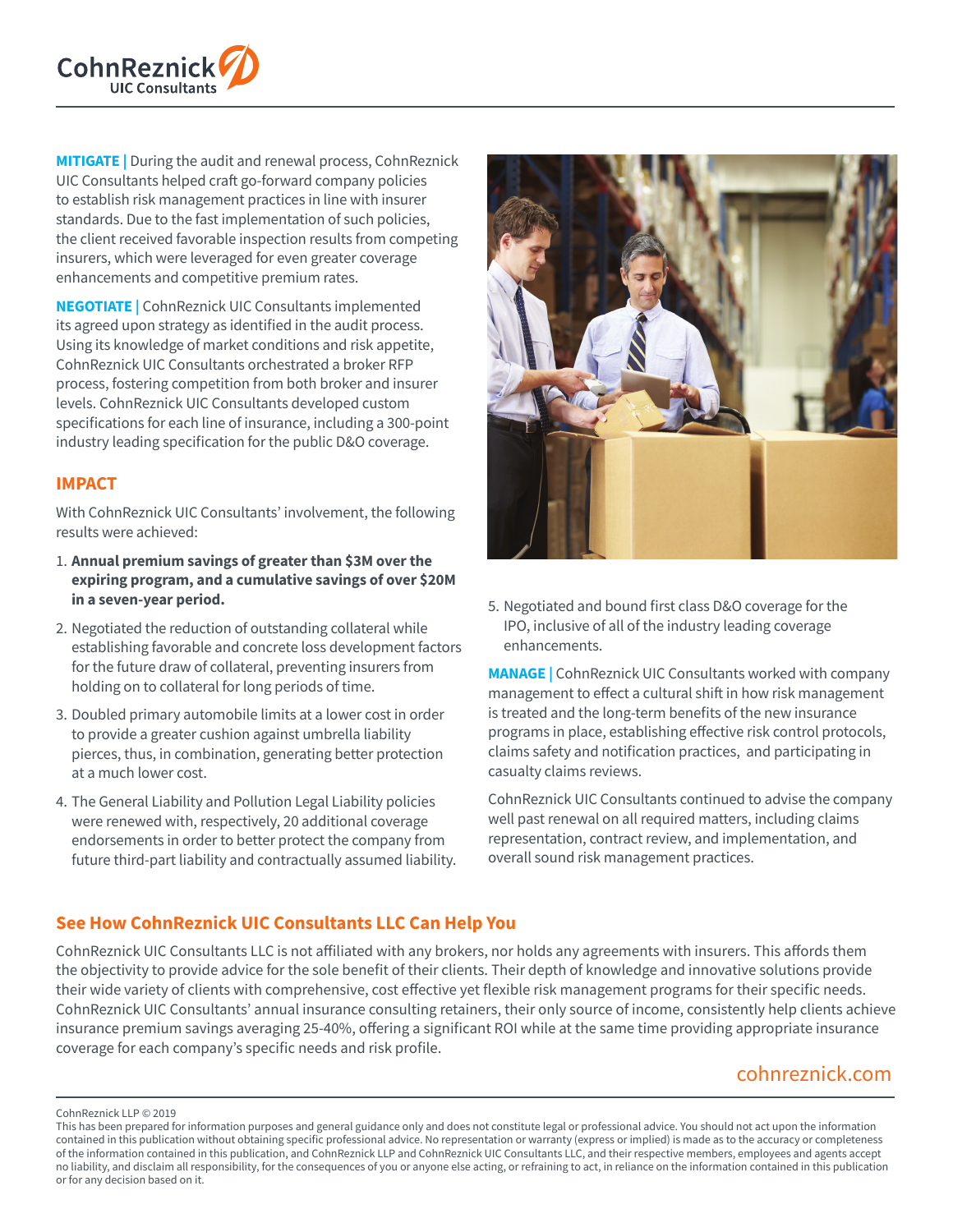**MITIGATE |** During the audit and renewal process, CohnReznick UIC Consultants helped craft go-forward company policies to establish risk management practices in line with insurer standards. Due to the fast implementation of such policies, the client received favorable inspection results from competing insurers, which were leveraged for even greater coverage enhancements and competitive premium rates.

**NEGOTIATE |** CohnReznick UIC Consultants implemented its agreed upon strategy as identified in the audit process. Using its knowledge of market conditions and risk appetite, CohnReznick UIC Consultants orchestrated a broker RFP process, fostering competition from both broker and insurer levels. CohnReznick UIC Consultants developed custom specifications for each line of insurance, including a 300-point industry leading specification for the public D&O coverage.

## IMPACT

With CohnReznick UIC Consultants' involvement, the following results were achieved:

1. **Annual premium savings of greater than $3M over the expiring program, and a cumulative savings of over $20M in a seven-year period.**
2. Negotiated the reduction of outstanding collateral while establishing favorable and concrete loss development factors for the future draw of collateral, preventing insurers from holding on to collateral for long periods of time.
3. Doubled primary automobile limits at a lower cost in order to provide a greater cushion against umbrella liability pierces, thus, in combination, generating better protection at a much lower cost.
4. The General Liability and Pollution Legal Liability policies were renewed with, respectively, 20 additional coverage endorsements in order to better protect the company from future third-part liability and contractually assumed liability.
5. Negotiated and bound first class D&O coverage for the IPO, inclusive of all of the industry leading coverage enhancements.

**MANAGE |** CohnReznick UIC Consultants worked with company management to effect a cultural shift in how risk management is treated and the long-term benefits of the new insurance programs in place, establishing effective risk control protocols, claims safety and notification practices, and participating in casualty claims reviews.

CohnReznick UIC Consultants continued to advise the company well past renewal on all required matters, including claims representation, contract review, and implementation, and overall sound risk management practices.

## See How CohnReznick UIC Consultants LLC Can Help You

CohnReznick UIC Consultants LLC is not affiliated with any brokers, nor holds any agreements with insurers. This affords them the objectivity to provide advice for the sole benefit of their clients. Their depth of knowledge and innovative solutions provide their wide variety of clients with comprehensive, cost effective yet flexible risk management programs for their specific needs. CohnReznick UIC Consultants' annual insurance consulting retainers, their only source of income, consistently help clients achieve insurance premium savings averaging 25-40%, offering a significant ROI while at the same time providing appropriate insurance coverage for each company's specific needs and risk profile.

cohnreznick.com

CohnReznick LLP © 2019

This has been prepared for information purposes and general guidance only and does not constitute legal or professional advice. You should not act upon the information contained in this publication without obtaining specific professional advice. No representation or warranty (express or implied) is made as to the accuracy or completeness of the information contained in this publication, and CohnReznick LLP and CohnReznick UIC Consultants LLC, and their respective members, employees and agents accept no liability, and disclaim all responsibility, for the consequences of you or anyone else acting, or refraining to act, in reliance on the information contained in this publication or for any decision based on it.